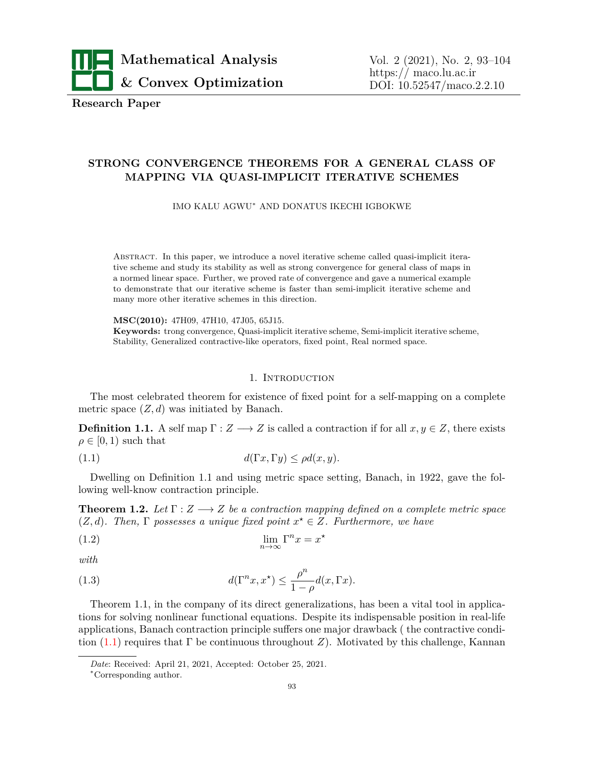**Research Paper**

# STRONG CONVERGENCE THEOREMS FOR A GENERAL CLASS OF MAPPING VIA QUASI-IMPLICIT ITERATIVE SCHEMES

IMO KALU AGWU* AND DONATUS IKECHI IGBOKWE

Abstract. In this paper, we introduce a novel iterative scheme called quasi-implicit iterative scheme and study its stability as well as strong convergence for general class of maps in a normed linear space. Further, we proved rate of convergence and gave a numerical example to demonstrate that our iterative scheme is faster than semi-implicit iterative scheme and many more other iterative schemes in this direction.

**MSC(2010):** 47H09, 47H10, 47J05, 65J15.

**Keywords:** trong convergence, Quasi-implicit iterative scheme, Semi-implicit iterative scheme, Stability, Generalized contractive-like operators, fixed point, Real normed space.

## 1. Introduction

The most celebrated theorem for existence of fixed point for a self-mapping on a complete metric space $(Z, d)$ was initiated by Banach.

**Definition 1.1.** A self map $\Gamma : Z \longrightarrow Z$ is called a contraction if for all $x, y \in Z$, there exists $\rho \in [0, 1)$ such that

$$d(\Gamma x, \Gamma y) \leq \rho d(x, y). \tag{1.1}$$

Dwelling on Definition 1.1 and using metric space setting, Banach, in 1922, gave the following well-know contraction principle.

**Theorem 1.2.** *Let $\Gamma : Z \longrightarrow Z$ be a contraction mapping defined on a complete metric space $(Z, d)$. Then, $\Gamma$ possesses a unique fixed point $x^\star \in Z$. Furthermore, we have*

$$\lim_{n\to\infty} \Gamma^n x = x^\star \tag{1.2}$$

*with*

$$d(\Gamma^n x, x^\star) \leq \frac{\rho^n}{1-\rho} d(x, \Gamma x). \tag{1.3}$$

Theorem 1.1, in the company of its direct generalizations, has been a vital tool in applications for solving nonlinear functional equations. Despite its indispensable position in real-life applications, Banach contraction principle suffers one major drawback ( the contractive condition (1.1) requires that $\Gamma$ be continuous throughout $Z$). Motivated by this challenge, Kannan

*Date*: Received: April 21, 2021, Accepted: October 25, 2021.

*Corresponding author.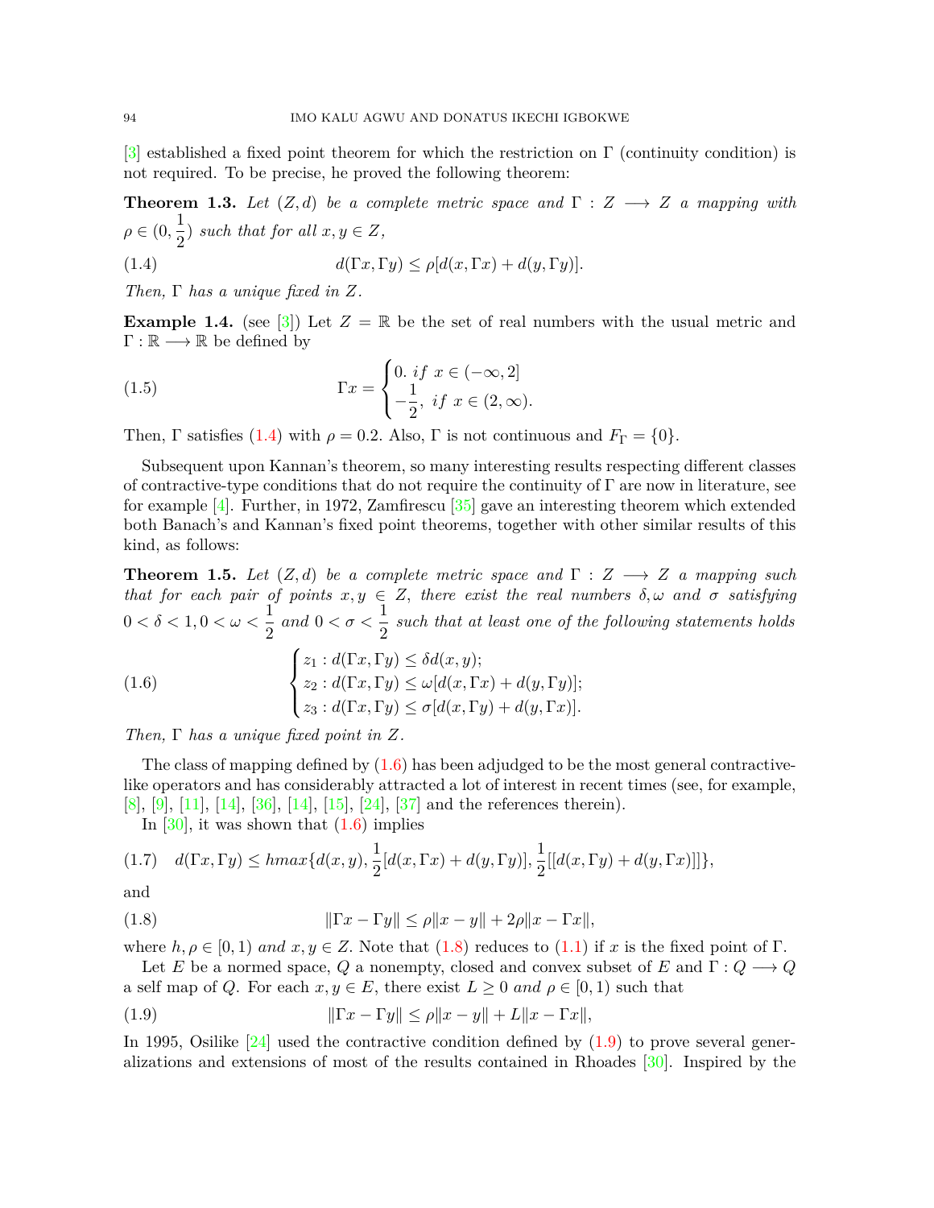[3] established a fixed point theorem for which the restriction on $\Gamma$ (continuity condition) is not required. To be precise, he proved the following theorem:

**Theorem 1.3.** *Let $(Z, d)$ be a complete metric space and $\Gamma : Z \longrightarrow Z$ a mapping with $\rho \in (0, \frac{1}{2})$ such that for all $x, y \in Z$,*

$$d(\Gamma x, \Gamma y) \leq \rho[d(x, \Gamma x) + d(y, \Gamma y)]. \tag{1.4}$$

*Then, $\Gamma$ has a unique fixed in $Z$.*

**Example 1.4.** (see [3]) Let $Z = \mathbb{R}$ be the set of real numbers with the usual metric and $\Gamma : \mathbb{R} \longrightarrow \mathbb{R}$ be defined by

$$\Gamma x = \begin{cases} 0. \ if \ x \in (-\infty, 2] \\ -\frac{1}{2}, \ if \ x \in (2, \infty). \end{cases} \tag{1.5}$$

Then, $\Gamma$ satisfies (1.4) with $\rho = 0.2$. Also, $\Gamma$ is not continuous and $F_\Gamma = \{0\}$.

Subsequent upon Kannan's theorem, so many interesting results respecting different classes of contractive-type conditions that do not require the continuity of $\Gamma$ are now in literature, see for example [4]. Further, in 1972, Zamfirescu [35] gave an interesting theorem which extended both Banach's and Kannan's fixed point theorems, together with other similar results of this kind, as follows:

**Theorem 1.5.** *Let $(Z, d)$ be a complete metric space and $\Gamma : Z \longrightarrow Z$ a mapping such that for each pair of points $x, y \in Z$, there exist the real numbers $\delta, \omega$ and $\sigma$ satisfying $0 < \delta < 1, 0 < \omega < \frac{1}{2}$ and $0 < \sigma < \frac{1}{2}$ such that at least one of the following statements holds*

$$\begin{cases} z_1 : d(\Gamma x, \Gamma y) \leq \delta d(x, y); \\ z_2 : d(\Gamma x, \Gamma y) \leq \omega[d(x, \Gamma x) + d(y, \Gamma y)]; \\ z_3 : d(\Gamma x, \Gamma y) \leq \sigma[d(x, \Gamma y) + d(y, \Gamma x)]. \end{cases} \tag{1.6}$$

*Then, $\Gamma$ has a unique fixed point in $Z$.*

The class of mapping defined by (1.6) has been adjudged to be the most general contractive-like operators and has considerably attracted a lot of interest in recent times (see, for example, [8], [9], [11], [14], [36], [14], [15], [24], [37] and the references therein).

In [30], it was shown that (1.6) implies

$$d(\Gamma x, \Gamma y) \leq h max\{d(x, y), \frac{1}{2}[d(x, \Gamma x) + d(y, \Gamma y)], \frac{1}{2}[[d(x, \Gamma y) + d(y, \Gamma x)]]\}, \tag{1.7}$$

and

$$\|\Gamma x - \Gamma y\| \leq \rho\|x - y\| + 2\rho\|x - \Gamma x\|, \tag{1.8}$$

where $h, \rho \in [0, 1)$ *and* $x, y \in Z$. Note that (1.8) reduces to (1.1) if $x$ is the fixed point of $\Gamma$.

Let $E$ be a normed space, $Q$ a nonempty, closed and convex subset of $E$ and $\Gamma : Q \longrightarrow Q$ a self map of $Q$. For each $x, y \in E$, there exist $L \geq 0$ *and* $\rho \in [0, 1)$ such that

$$\|\Gamma x - \Gamma y\| \leq \rho\|x - y\| + L\|x - \Gamma x\|, \tag{1.9}$$

In 1995, Osilike [24] used the contractive condition defined by (1.9) to prove several generalizations and extensions of most of the results contained in Rhoades [30]. Inspired by the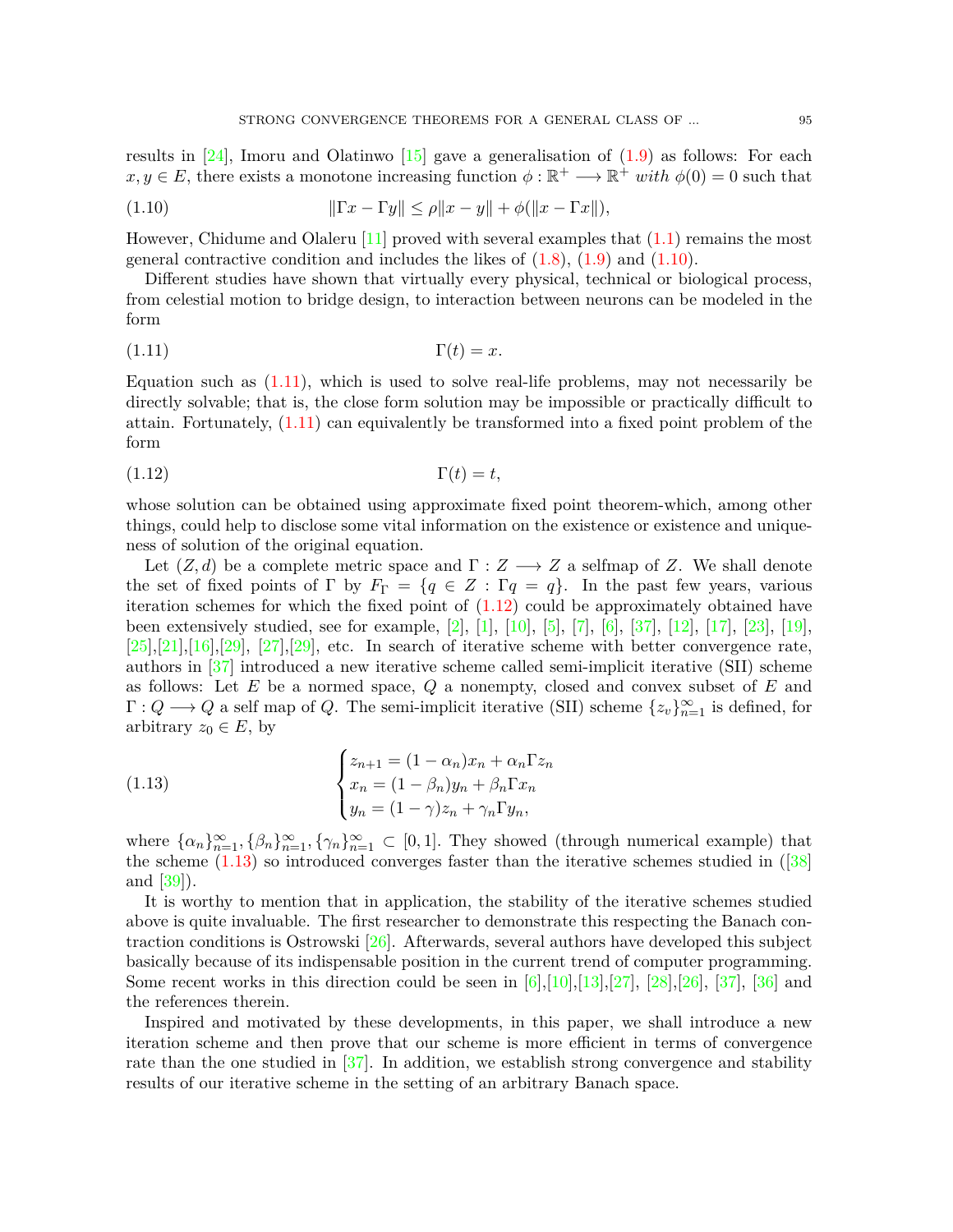results in [24], Imoru and Olatinwo [15] gave a generalisation of (1.9) as follows: For each $x, y \in E$, there exists a monotone increasing function $\phi : \mathbb{R}^+ \longrightarrow \mathbb{R}^+$ *with* $\phi(0) = 0$ such that

$$\|\Gamma x - \Gamma y\| \leq \rho\|x - y\| + \phi(\|x - \Gamma x\|), \tag{1.10}$$

However, Chidume and Olaleru [11] proved with several examples that (1.1) remains the most general contractive condition and includes the likes of (1.8), (1.9) and (1.10).

Different studies have shown that virtually every physical, technical or biological process, from celestial motion to bridge design, to interaction between neurons can be modeled in the form

$$\Gamma(t) = x. \tag{1.11}$$

Equation such as (1.11), which is used to solve real-life problems, may not necessarily be directly solvable; that is, the close form solution may be impossible or practically difficult to attain. Fortunately, (1.11) can equivalently be transformed into a fixed point problem of the form

$$\Gamma(t) = t, \tag{1.12}$$

whose solution can be obtained using approximate fixed point theorem-which, among other things, could help to disclose some vital information on the existence or existence and uniqueness of solution of the original equation.

Let $(Z, d)$ be a complete metric space and $\Gamma : Z \longrightarrow Z$ a selfmap of $Z$. We shall denote the set of fixed points of $\Gamma$ by $F_\Gamma = \{q \in Z : \Gamma q = q\}$. In the past few years, various iteration schemes for which the fixed point of (1.12) could be approximately obtained have been extensively studied, see for example, [2], [1], [10], [5], [7], [6], [37], [12], [17], [23], [19], [25],[21],[16],[29], [27],[29], etc. In search of iterative scheme with better convergence rate, authors in [37] introduced a new iterative scheme called semi-implicit iterative (SII) scheme as follows: Let $E$ be a normed space, $Q$ a nonempty, closed and convex subset of $E$ and $\Gamma : Q \longrightarrow Q$ a self map of $Q$. The semi-implicit iterative (SII) scheme $\{z_v\}_{n=1}^{\infty}$ is defined, for arbitrary $z_0 \in E$, by

$$\begin{cases} z_{n+1} = (1 - \alpha_n)x_n + \alpha_n \Gamma z_n \\ x_n = (1 - \beta_n)y_n + \beta_n \Gamma x_n \\ y_n = (1 - \gamma)z_n + \gamma_n \Gamma y_n, \end{cases} \tag{1.13}$$

where $\{\alpha_n\}_{n=1}^{\infty}, \{\beta_n\}_{n=1}^{\infty}, \{\gamma_n\}_{n=1}^{\infty} \subset [0, 1]$. They showed (through numerical example) that the scheme (1.13) so introduced converges faster than the iterative schemes studied in ([38] and [39]).

It is worthy to mention that in application, the stability of the iterative schemes studied above is quite invaluable. The first researcher to demonstrate this respecting the Banach contraction conditions is Ostrowski [26]. Afterwards, several authors have developed this subject basically because of its indispensable position in the current trend of computer programming. Some recent works in this direction could be seen in [6],[10],[13],[27], [28],[26], [37], [36] and the references therein.

Inspired and motivated by these developments, in this paper, we shall introduce a new iteration scheme and then prove that our scheme is more efficient in terms of convergence rate than the one studied in [37]. In addition, we establish strong convergence and stability results of our iterative scheme in the setting of an arbitrary Banach space.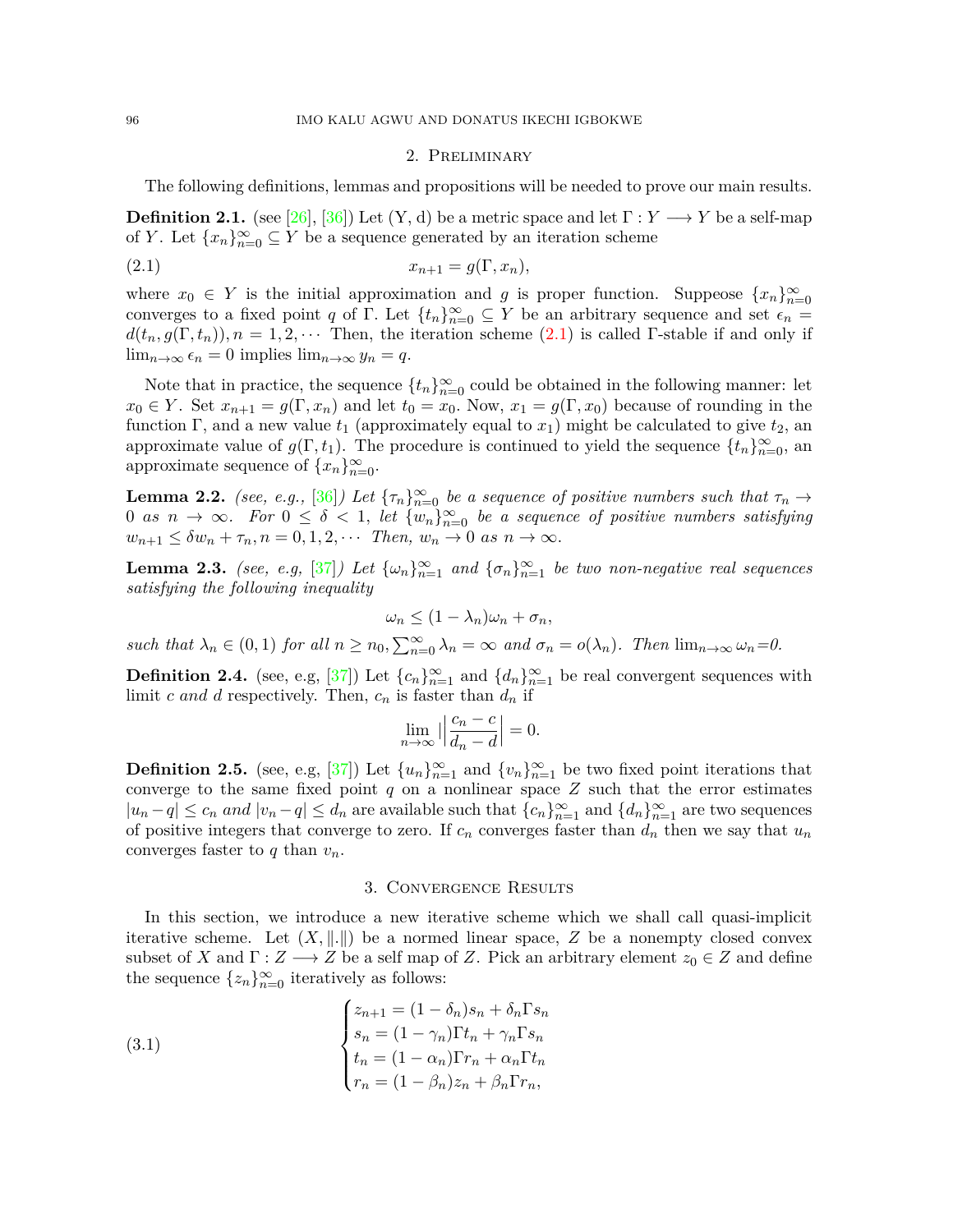## 2. Preliminary

The following definitions, lemmas and propositions will be needed to prove our main results.

**Definition 2.1.** (see [26], [36]) Let (Y, d) be a metric space and let $\Gamma : Y \longrightarrow Y$ be a self-map of $Y$. Let $\{x_n\}_{n=0}^{\infty} \subseteq Y$ be a sequence generated by an iteration scheme

$$x_{n+1} = g(\Gamma, x_n), \tag{2.1}$$

where $x_0 \in Y$ is the initial approximation and $g$ is proper function. Suppeose $\{x_n\}_{n=0}^{\infty}$ converges to a fixed point $q$ of $\Gamma$. Let $\{t_n\}_{n=0}^{\infty} \subseteq Y$ be an arbitrary sequence and set $\epsilon_n = d(t_n, g(\Gamma, t_n)), n = 1, 2, \cdots$ Then, the iteration scheme (2.1) is called $\Gamma$-stable if and only if $\lim_{n\to\infty} \epsilon_n = 0$ implies $\lim_{n\to\infty} y_n = q$.

Note that in practice, the sequence $\{t_n\}_{n=0}^{\infty}$ could be obtained in the following manner: let $x_0 \in Y$. Set $x_{n+1} = g(\Gamma, x_n)$ and let $t_0 = x_0$. Now, $x_1 = g(\Gamma, x_0)$ because of rounding in the function $\Gamma$, and a new value $t_1$ (approximately equal to $x_1$) might be calculated to give $t_2$, an approximate value of $g(\Gamma, t_1)$. The procedure is continued to yield the sequence $\{t_n\}_{n=0}^{\infty}$, an approximate sequence of $\{x_n\}_{n=0}^{\infty}$.

**Lemma 2.2.** *(see, e.g., [36]) Let $\{\tau_n\}_{n=0}^{\infty}$ be a sequence of positive numbers such that $\tau_n \to 0$ as $n \to \infty$. For $0 \leq \delta < 1$, let $\{w_n\}_{n=0}^{\infty}$ be a sequence of positive numbers satisfying $w_{n+1} \leq \delta w_n + \tau_n, n = 0, 1, 2, \cdots$ Then, $w_n \to 0$ as $n \to \infty$.*

**Lemma 2.3.** *(see, e.g, [37]) Let $\{\omega_n\}_{n=1}^{\infty}$ and $\{\sigma_n\}_{n=1}^{\infty}$ be two non-negative real sequences satisfying the following inequality*

$$\omega_n \leq (1 - \lambda_n)\omega_n + \sigma_n,$$

*such that $\lambda_n \in (0, 1)$ for all $n \geq n_0, \sum_{n=0}^{\infty} \lambda_n = \infty$ and $\sigma_n = o(\lambda_n)$. Then $\lim_{n\to\infty} \omega_n$=0.*

**Definition 2.4.** (see, e.g, [37]) Let $\{c_n\}_{n=1}^{\infty}$ and $\{d_n\}_{n=1}^{\infty}$ be real convergent sequences with limit $c$ *and* $d$ respectively. Then, $c_n$ is faster than $d_n$ if

$$\lim_{n\to\infty} |\left|\frac{c_n - c}{d_n - d}\right| = 0.$$

**Definition 2.5.** (see, e.g, [37]) Let $\{u_n\}_{n=1}^{\infty}$ and $\{v_n\}_{n=1}^{\infty}$ be two fixed point iterations that converge to the same fixed point $q$ on a nonlinear space $Z$ such that the error estimates $|u_n - q| \leq c_n$ *and* $|v_n - q| \leq d_n$ are available such that $\{c_n\}_{n=1}^{\infty}$ and $\{d_n\}_{n=1}^{\infty}$ are two sequences of positive integers that converge to zero. If $c_n$ converges faster than $d_n$ then we say that $u_n$ converges faster to $q$ than $v_n$.

## 3. Convergence Results

In this section, we introduce a new iterative scheme which we shall call quasi-implicit iterative scheme. Let $(X, \|.\|)$ be a normed linear space, $Z$ be a nonempty closed convex subset of $X$ and $\Gamma : Z \longrightarrow Z$ be a self map of $Z$. Pick an arbitrary element $z_0 \in Z$ and define the sequence $\{z_n\}_{n=0}^{\infty}$ iteratively as follows:

$$\begin{cases} z_{n+1} = (1 - \delta_n)s_n + \delta_n \Gamma s_n \\ s_n = (1 - \gamma_n)\Gamma t_n + \gamma_n \Gamma s_n \\ t_n = (1 - \alpha_n)\Gamma r_n + \alpha_n \Gamma t_n \\ r_n = (1 - \beta_n)z_n + \beta_n \Gamma r_n, \end{cases} \tag{3.1}$$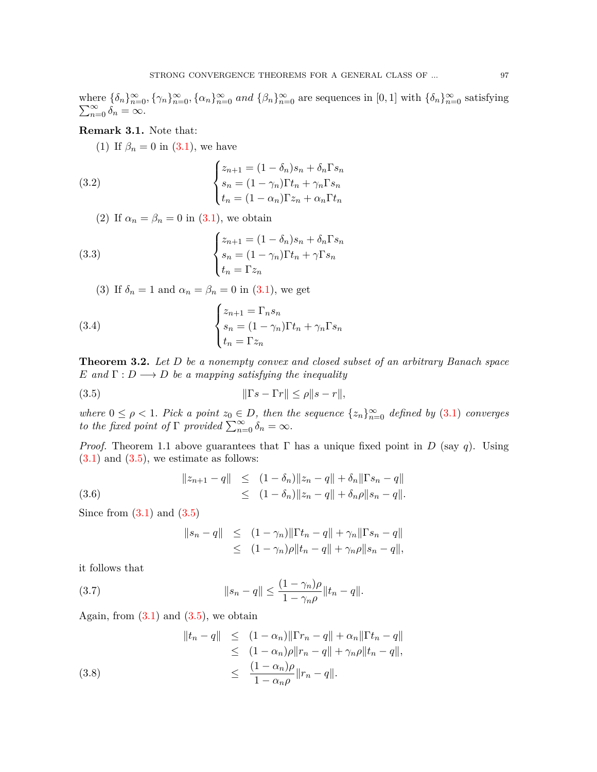where $\{\delta_n\}_{n=0}^{\infty}, \{\gamma_n\}_{n=0}^{\infty}, \{\alpha_n\}_{n=0}^{\infty}$ *and* $\{\beta_n\}_{n=0}^{\infty}$ are sequences in $[0,1]$ with $\{\delta_n\}_{n=0}^{\infty}$ satisfying $\sum_{n=0}^{\infty} \delta_n = \infty$.

**Remark 3.1.** Note that:

(1) If $\beta_n = 0$ in (3.1), we have

$$
\begin{cases} z_{n+1} = (1-\delta_n)s_n + \delta_n \Gamma s_n \\ s_n = (1-\gamma_n)\Gamma t_n + \gamma_n \Gamma s_n \\ t_n = (1-\alpha_n)\Gamma z_n + \alpha_n \Gamma t_n \end{cases} \tag{3.2}
$$

(2) If $\alpha_n = \beta_n = 0$ in (3.1), we obtain

$$
\begin{cases} z_{n+1} = (1-\delta_n)s_n + \delta_n \Gamma s_n \\ s_n = (1-\gamma_n)\Gamma t_n + \gamma \Gamma s_n \\ t_n = \Gamma z_n \end{cases} \tag{3.3}
$$

(3) If $\delta_n = 1$ and $\alpha_n = \beta_n = 0$ in (3.1), we get

$$
\begin{cases} z_{n+1} = \Gamma_n s_n \\ s_n = (1-\gamma_n)\Gamma t_n + \gamma_n \Gamma s_n \\ t_n = \Gamma z_n \end{cases} \tag{3.4}
$$

**Theorem 3.2.** *Let $D$ be a nonempty convex and closed subset of an arbitrary Banach space $E$ and $\Gamma : D \longrightarrow D$ be a mapping satisfying the inequality*

$$
\|\Gamma s - \Gamma r\| \leq \rho \|s - r\|, \tag{3.5}
$$

*where $0 \leq \rho < 1$. Pick a point $z_0 \in D$, then the sequence $\{z_n\}_{n=0}^{\infty}$ defined by (3.1) converges to the fixed point of $\Gamma$ provided $\sum_{n=0}^{\infty} \delta_n = \infty$.*

*Proof.* Theorem 1.1 above guarantees that $\Gamma$ has a unique fixed point in $D$ (say $q$). Using (3.1) and (3.5), we estimate as follows:

$$
\begin{aligned}
\|z_{n+1} - q\| &\leq (1-\delta_n)\|z_n - q\| + \delta_n \|\Gamma s_n - q\| \\
&\leq (1-\delta_n)\|z_n - q\| + \delta_n \rho \|s_n - q\|.
\end{aligned} \tag{3.6}
$$

Since from (3.1) and (3.5)

$$
\begin{aligned}
\|s_n - q\| &\leq (1-\gamma_n)\|\Gamma t_n - q\| + \gamma_n \|\Gamma s_n - q\| \\
&\leq (1-\gamma_n)\rho \|t_n - q\| + \gamma_n \rho \|s_n - q\|,
\end{aligned}
$$

it follows that

$$
\|s_n - q\| \leq \frac{(1-\gamma_n)\rho}{1-\gamma_n \rho} \|t_n - q\|. \tag{3.7}
$$

Again, from (3.1) and (3.5), we obtain

$$
\begin{aligned}
\|t_n - q\| &\leq (1-\alpha_n)\|\Gamma r_n - q\| + \alpha_n \|\Gamma t_n - q\| \\
&\leq (1-\alpha_n)\rho \|r_n - q\| + \gamma_n \rho \|t_n - q\|, \\
&\leq \frac{(1-\alpha_n)\rho}{1-\alpha_n \rho} \|r_n - q\|.
\end{aligned} \tag{3.8}
$$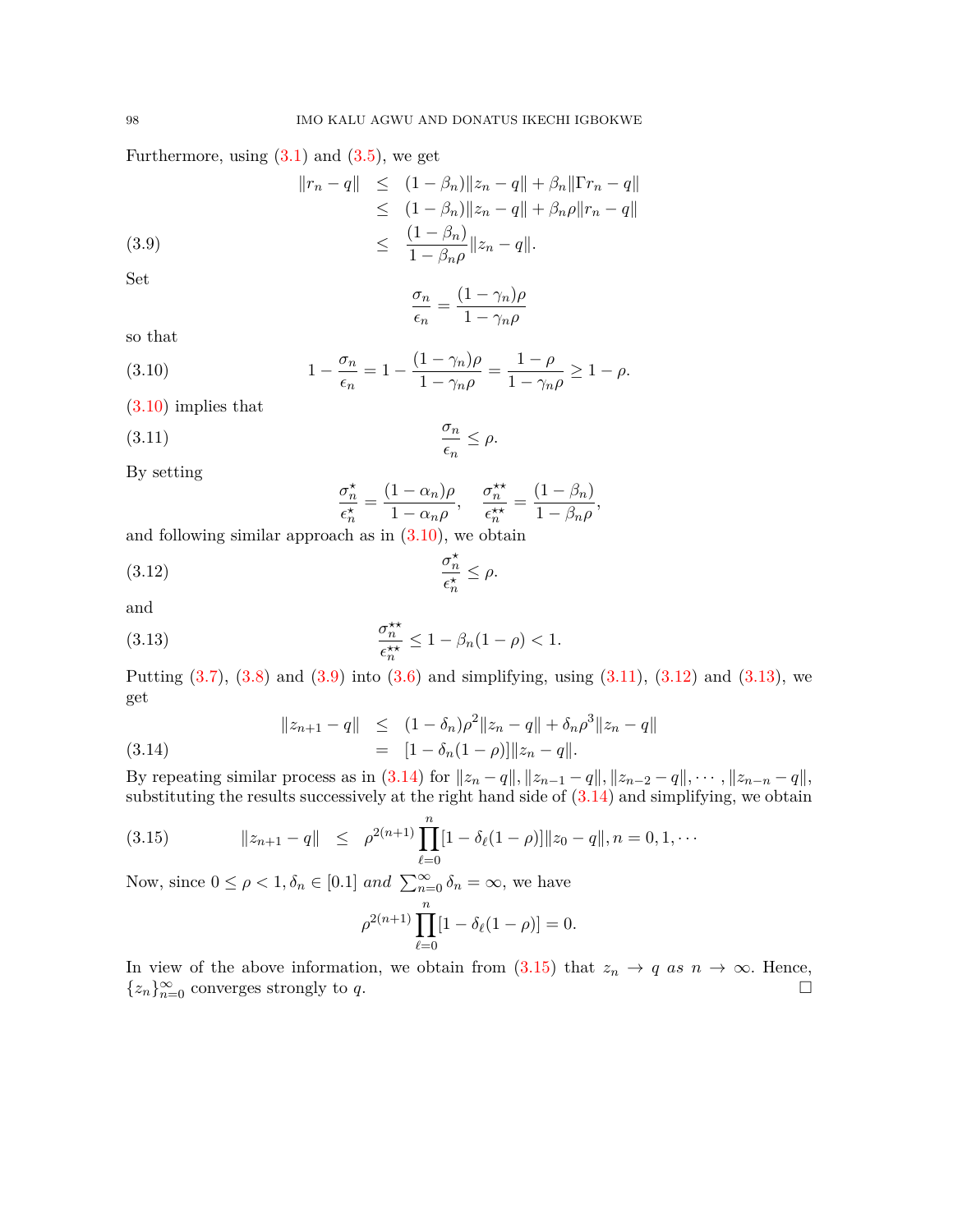Furthermore, using (3.1) and (3.5), we get

$$
\begin{aligned}
\|r_n - q\| &\leq (1-\beta_n)\|z_n - q\| + \beta_n\|\Gamma r_n - q\| \\
&\leq (1-\beta_n)\|z_n - q\| + \beta_n \rho \|r_n - q\| \\
&\leq \frac{(1-\beta_n)}{1-\beta_n \rho}\|z_n - q\|. \qquad (3.9)
\end{aligned}
$$

Set

$$
\frac{\sigma_n}{\epsilon_n} = \frac{(1-\gamma_n)\rho}{1-\gamma_n \rho}
$$

so that

$$
1 - \frac{\sigma_n}{\epsilon_n} = 1 - \frac{(1-\gamma_n)\rho}{1-\gamma_n\rho} = \frac{1-\rho}{1-\gamma_n\rho} \geq 1-\rho. \qquad (3.10)
$$

(3.10) implies that

$$
\frac{\sigma_n}{\epsilon_n} \leq \rho. \qquad (3.11)
$$

By setting

$$
\frac{\sigma_n^\star}{\epsilon_n^\star} = \frac{(1-\alpha_n)\rho}{1-\alpha_n\rho}, \quad \frac{\sigma_n^{\star\star}}{\epsilon_n^{\star\star}} = \frac{(1-\beta_n)}{1-\beta_n\rho},
$$

and following similar approach as in (3.10), we obtain

$$
\frac{\sigma_n^\star}{\epsilon_n^\star} \leq \rho. \qquad (3.12)
$$

and

$$
\frac{\sigma_n^{\star\star}}{\epsilon_n^{\star\star}} \leq 1 - \beta_n(1-\rho) < 1. \qquad (3.13)
$$

Putting (3.7), (3.8) and (3.9) into (3.6) and simplifying, using (3.11), (3.12) and (3.13), we get

$$
\begin{aligned}
\|z_{n+1} - q\| &\leq (1-\delta_n)\rho^2\|z_n - q\| + \delta_n\rho^3\|z_n - q\| \\
&= [1 - \delta_n(1-\rho)]\|z_n - q\|. \qquad (3.14)
\end{aligned}
$$

By repeating similar process as in (3.14) for $\|z_n - q\|, \|z_{n-1} - q\|, \|z_{n-2} - q\|, \cdots, \|z_{n-n} - q\|$, substituting the results successively at the right hand side of (3.14) and simplifying, we obtain

$$
\|z_{n+1} - q\| \leq \rho^{2(n+1)} \prod_{\ell=0}^{n} [1 - \delta_\ell(1-\rho)]\|z_0 - q\|, n = 0, 1, \cdots \qquad (3.15)
$$

Now, since $0 \leq \rho < 1, \delta_n \in [0.1]$ *and* $\sum_{n=0}^{\infty} \delta_n = \infty$, we have

$$
\rho^{2(n+1)} \prod_{\ell=0}^{n} [1 - \delta_\ell(1-\rho)] = 0.
$$

In view of the above information, we obtain from (3.15) that $z_n \to q$ *as* $n \to \infty$. Hence, $\{z_n\}_{n=0}^{\infty}$ converges strongly to $q$. □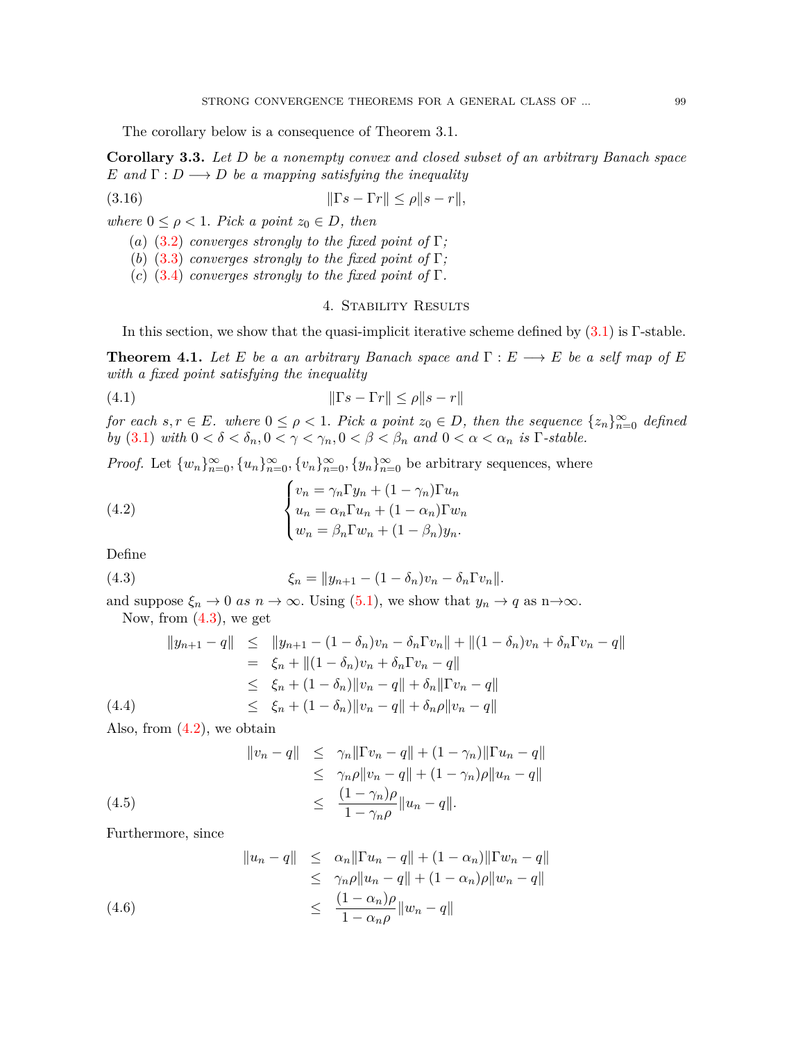The corollary below is a consequence of Theorem 3.1.

**Corollary 3.3.** *Let $D$ be a nonempty convex and closed subset of an arbitrary Banach space $E$ and $\Gamma : D \longrightarrow D$ be a mapping satisfying the inequality*

$$\|\Gamma s - \Gamma r\| \leq \rho \|s - r\|, \tag{3.16}$$

*where $0 \leq \rho < 1$. Pick a point $z_0 \in D$, then*

- (a) (3.2) *converges strongly to the fixed point of* $\Gamma$*;*
- (b) (3.3) *converges strongly to the fixed point of* $\Gamma$*;*
- (c) (3.4) *converges strongly to the fixed point of* $\Gamma$*.*

## 4. Stability Results

In this section, we show that the quasi-implicit iterative scheme defined by (3.1) is $\Gamma$-stable.

**Theorem 4.1.** *Let $E$ be a an arbitrary Banach space and $\Gamma : E \longrightarrow E$ be a self map of $E$ with a fixed point satisfying the inequality*

$$\|\Gamma s - \Gamma r\| \leq \rho \|s - r\| \tag{4.1}$$

*for each $s, r \in E$. where $0 \leq \rho < 1$. Pick a point $z_0 \in D$, then the sequence $\{z_n\}_{n=0}^{\infty}$ defined by (3.1) with $0 < \delta < \delta_n, 0 < \gamma < \gamma_n, 0 < \beta < \beta_n$ and $0 < \alpha < \alpha_n$ is $\Gamma$-stable.*

*Proof.* Let $\{w_n\}_{n=0}^{\infty}, \{u_n\}_{n=0}^{\infty}, \{v_n\}_{n=0}^{\infty}, \{y_n\}_{n=0}^{\infty}$ be arbitrary sequences, where

$$\begin{cases} v_n = \gamma_n \Gamma y_n + (1 - \gamma_n)\Gamma u_n \\ u_n = \alpha_n \Gamma u_n + (1 - \alpha_n)\Gamma w_n \\ w_n = \beta_n \Gamma w_n + (1 - \beta_n) y_n. \end{cases} \tag{4.2}$$

Define

$$\xi_n = \|y_{n+1} - (1 - \delta_n)v_n - \delta_n \Gamma v_n\|. \tag{4.3}$$

and suppose $\xi_n \to 0$ *as* $n \to \infty$. Using (5.1), we show that $y_n \to q$ as $n \to \infty$.

Now, from (4.3), we get

$$\begin{aligned} \|y_{n+1} - q\| &\leq \|y_{n+1} - (1 - \delta_n)v_n - \delta_n \Gamma v_n\| + \|(1 - \delta_n)v_n + \delta_n \Gamma v_n - q\| \\ &= \xi_n + \|(1 - \delta_n)v_n + \delta_n \Gamma v_n - q\| \\ &\leq \xi_n + (1 - \delta_n)\|v_n - q\| + \delta_n \|\Gamma v_n - q\| \\ &\leq \xi_n + (1 - \delta_n)\|v_n - q\| + \delta_n \rho \|v_n - q\| \end{aligned} \tag{4.4}$$

Also, from (4.2), we obtain

$$\begin{aligned} \|v_n - q\| &\leq \gamma_n \|\Gamma v_n - q\| + (1 - \gamma_n)\|\Gamma u_n - q\| \\ &\leq \gamma_n \rho \|v_n - q\| + (1 - \gamma_n)\rho \|u_n - q\| \\ &\leq \frac{(1 - \gamma_n)\rho}{1 - \gamma_n \rho}\|u_n - q\|. \end{aligned} \tag{4.5}$$

Furthermore, since

$$\begin{aligned} \|u_n - q\| &\leq \alpha_n \|\Gamma u_n - q\| + (1 - \alpha_n)\|\Gamma w_n - q\| \\ &\leq \gamma_n \rho \|u_n - q\| + (1 - \alpha_n)\rho \|w_n - q\| \\ &\leq \frac{(1 - \alpha_n)\rho}{1 - \alpha_n \rho}\|w_n - q\| \end{aligned} \tag{4.6}$$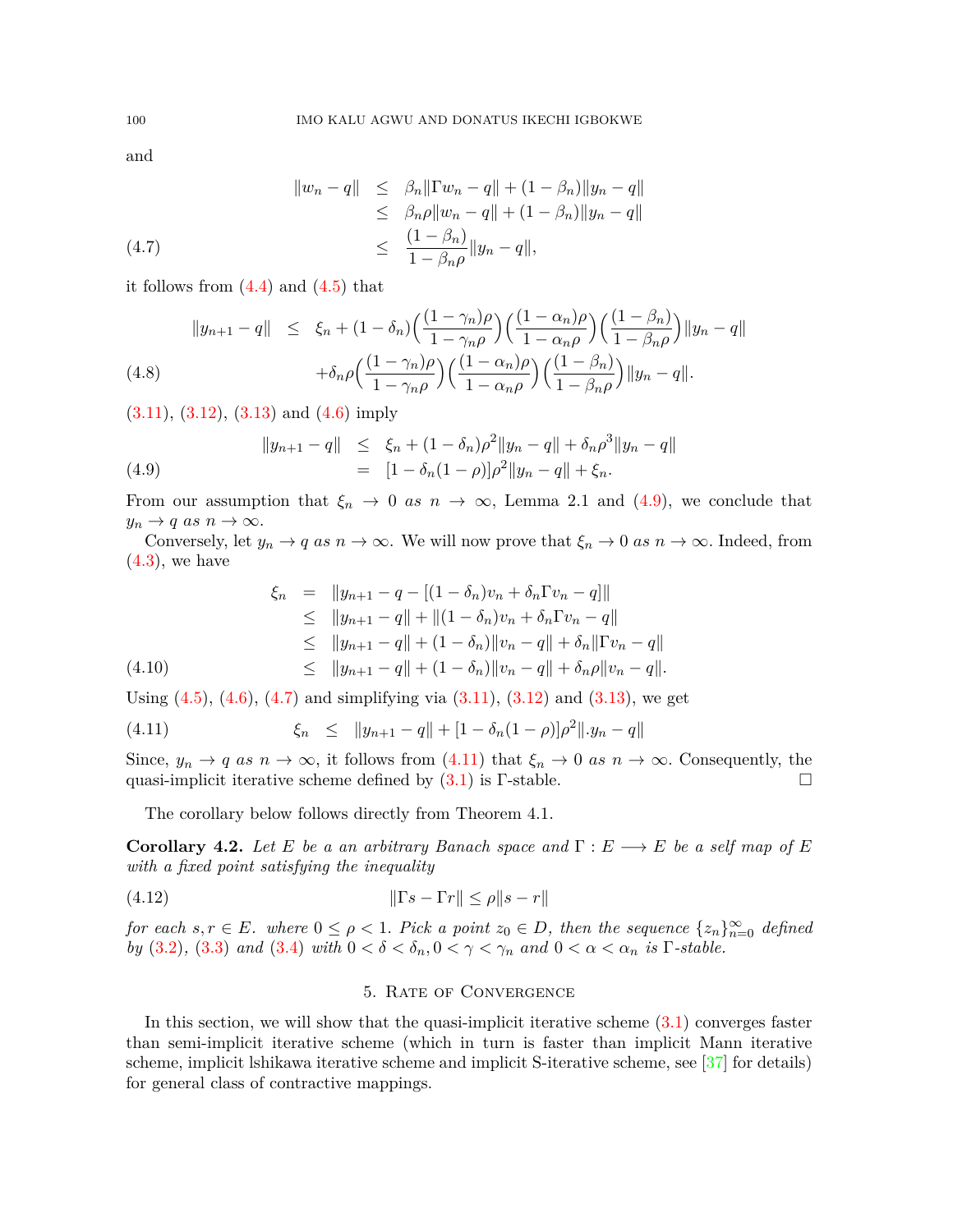and

$$
\begin{aligned}
\|w_n - q\| &\leq \beta_n\|\Gamma w_n - q\| + (1-\beta_n)\|y_n - q\| \\
&\leq \beta_n\rho\|w_n - q\| + (1-\beta_n)\|y_n - q\| \\
&\leq \frac{(1-\beta_n)}{1-\beta_n\rho}\|y_n - q\|, \qquad (4.7)
\end{aligned}
$$

it follows from (4.4) and (4.5) that

$$
\begin{aligned}
\|y_{n+1} - q\| &\leq \xi_n + (1-\delta_n)\Big(\frac{(1-\gamma_n)\rho}{1-\gamma_n\rho}\Big)\Big(\frac{(1-\alpha_n)\rho}{1-\alpha_n\rho}\Big)\Big(\frac{(1-\beta_n)}{1-\beta_n\rho}\Big)\|y_n - q\| \\
&\quad + \delta_n\rho\Big(\frac{(1-\gamma_n)\rho}{1-\gamma_n\rho}\Big)\Big(\frac{(1-\alpha_n)\rho}{1-\alpha_n\rho}\Big)\Big(\frac{(1-\beta_n)}{1-\beta_n\rho}\Big)\|y_n - q\|. \qquad (4.8)
\end{aligned}
$$

(3.11), (3.12), (3.13) and (4.6) imply

$$
\begin{aligned}
\|y_{n+1} - q\| &\leq \xi_n + (1-\delta_n)\rho^2\|y_n - q\| + \delta_n\rho^3\|y_n - q\| \\
&= [1-\delta_n(1-\rho)]\rho^2\|y_n - q\| + \xi_n. \qquad (4.9)
\end{aligned}
$$

From our assumption that $\xi_n \to 0$ *as* $n \to \infty$, Lemma 2.1 and (4.9), we conclude that $y_n \to q$ *as* $n \to \infty$.

Conversely, let $y_n \to q$ *as* $n \to \infty$. We will now prove that $\xi_n \to 0$ *as* $n \to \infty$. Indeed, from (4.3), we have

$$
\begin{aligned}
\xi_n &= \|y_{n+1} - q - [(1-\delta_n)v_n + \delta_n\Gamma v_n - q]\| \\
&\leq \|y_{n+1} - q\| + \|(1-\delta_n)v_n + \delta_n\Gamma v_n - q\| \\
&\leq \|y_{n+1} - q\| + (1-\delta_n)\|v_n - q\| + \delta_n\|\Gamma v_n - q\| \\
&\leq \|y_{n+1} - q\| + (1-\delta_n)\|v_n - q\| + \delta_n\rho\|v_n - q\|. \qquad (4.10)
\end{aligned}
$$

Using (4.5), (4.6), (4.7) and simplifying via (3.11), (3.12) and (3.13), we get

$$
\xi_n \leq \|y_{n+1} - q\| + [1-\delta_n(1-\rho)]\rho^2\|.y_n - q\| \qquad (4.11)
$$

Since, $y_n \to q$ *as* $n \to \infty$, it follows from (4.11) that $\xi_n \to 0$ *as* $n \to \infty$. Consequently, the quasi-implicit iterative scheme defined by (3.1) is $\Gamma$-stable. □

The corollary below follows directly from Theorem 4.1.

**Corollary 4.2.** *Let $E$ be a an arbitrary Banach space and $\Gamma : E \longrightarrow E$ be a self map of $E$ with a fixed point satisfying the inequality*

$$
\|\Gamma s - \Gamma r\| \leq \rho\|s - r\| \qquad (4.12)
$$

*for each $s, r \in E$. where $0 \leq \rho < 1$. Pick a point $z_0 \in D$, then the sequence $\{z_n\}_{n=0}^{\infty}$ defined by (3.2), (3.3) and (3.4) with $0 < \delta < \delta_n, 0 < \gamma < \gamma_n$ and $0 < \alpha < \alpha_n$ is $\Gamma$-stable.*

## 5. Rate of Convergence

In this section, we will show that the quasi-implicit iterative scheme (3.1) converges faster than semi-implicit iterative scheme (which in turn is faster than implicit Mann iterative scheme, implicit lshikawa iterative scheme and implicit S-iterative scheme, see [37] for details) for general class of contractive mappings.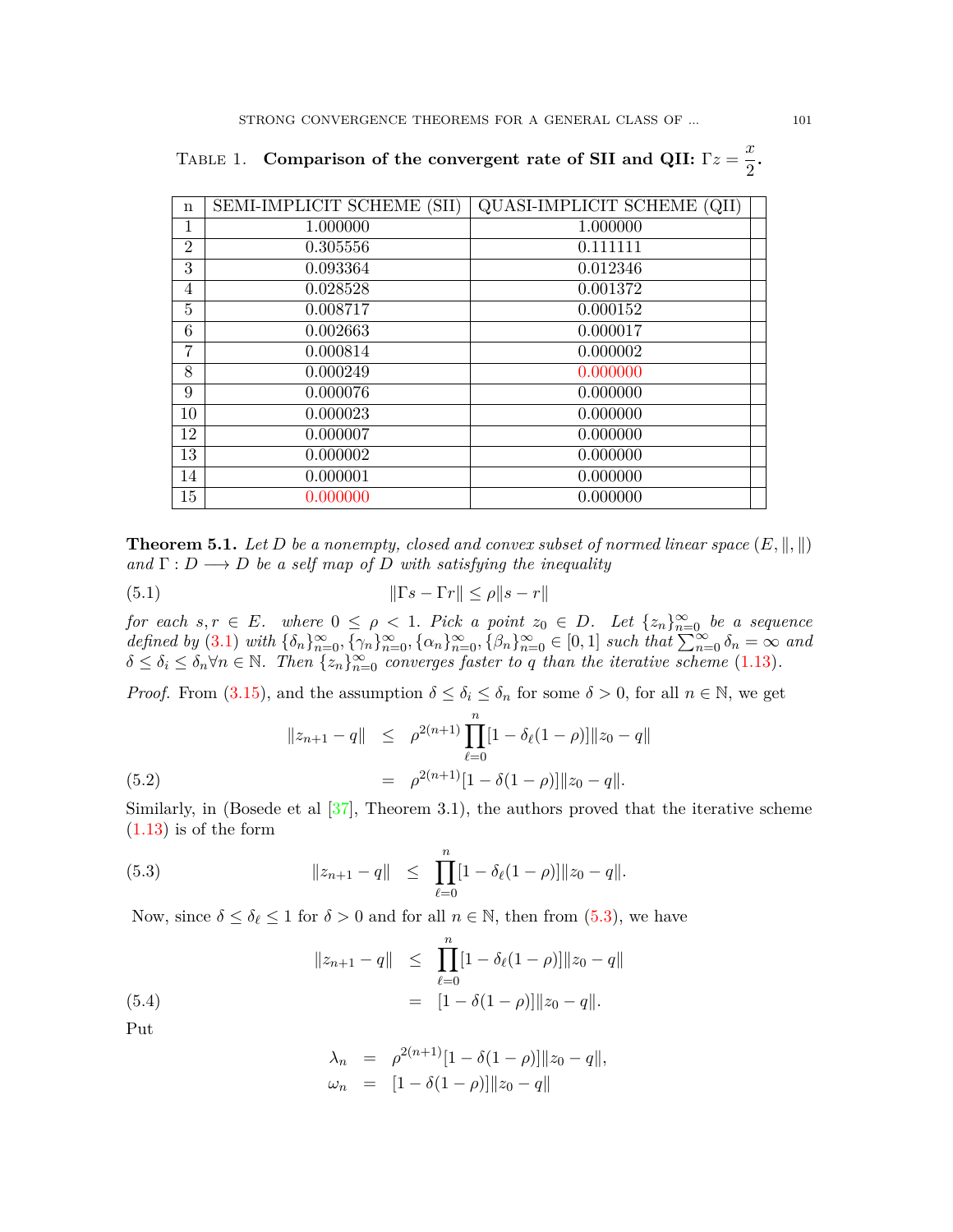TABLE 1. **Comparison of the convergent rate of SII and QII:** $\Gamma z = \frac{x}{2}$**.**

| n | SEMI-IMPLICIT SCHEME (SII) | QUASI-IMPLICIT SCHEME (QII) | |
|---|---|---|---|
| 1 | 1.000000 | 1.000000 | |
| 2 | 0.305556 | 0.111111 | |
| 3 | 0.093364 | 0.012346 | |
| 4 | 0.028528 | 0.001372 | |
| 5 | 0.008717 | 0.000152 | |
| 6 | 0.002663 | 0.000017 | |
| 7 | 0.000814 | 0.000002 | |
| 8 | 0.000249 | 0.000000 | |
| 9 | 0.000076 | 0.000000 | |
| 10 | 0.000023 | 0.000000 | |
| 12 | 0.000007 | 0.000000 | |
| 13 | 0.000002 | 0.000000 | |
| 14 | 0.000001 | 0.000000 | |
| 15 | 0.000000 | 0.000000 | |

**Theorem 5.1.** *Let $D$ be a nonempty, closed and convex subset of normed linear space $(E, \|, \|)$ and $\Gamma : D \longrightarrow D$ be a self map of $D$ with satisfying the inequality*

$$\|\Gamma s - \Gamma r\| \leq \rho \|s - r\| \tag{5.1}$$

*for each $s, r \in E$. where $0 \leq \rho < 1$. Pick a point $z_0 \in D$. Let $\{z_n\}_{n=0}^{\infty}$ be a sequence defined by (3.1) with $\{\delta_n\}_{n=0}^{\infty}, \{\gamma_n\}_{n=0}^{\infty}, \{\alpha_n\}_{n=0}^{\infty}, \{\beta_n\}_{n=0}^{\infty} \in [0, 1]$ such that $\sum_{n=0}^{\infty} \delta_n = \infty$ and $\delta \leq \delta_i \leq \delta_n \forall n \in \mathbb{N}$. Then $\{z_n\}_{n=0}^{\infty}$ converges faster to $q$ than the iterative scheme (1.13).*

*Proof.* From (3.15), and the assumption $\delta \leq \delta_i \leq \delta_n$ for some $\delta > 0$, for all $n \in \mathbb{N}$, we get

$$\begin{aligned} \|z_{n+1} - q\| &\leq \rho^{2(n+1)} \prod_{\ell=0}^{n} [1 - \delta_\ell (1 - \rho)] \|z_0 - q\| \\ &= \rho^{2(n+1)} [1 - \delta(1 - \rho)] \|z_0 - q\|. \end{aligned} \tag{5.2}$$

Similarly, in (Bosede et al [37], Theorem 3.1), the authors proved that the iterative scheme (1.13) is of the form

$$\|z_{n+1} - q\| \leq \prod_{\ell=0}^{n} [1 - \delta_\ell (1 - \rho)] \|z_0 - q\|. \tag{5.3}$$

Now, since $\delta \leq \delta_\ell \leq 1$ for $\delta > 0$ and for all $n \in \mathbb{N}$, then from (5.3), we have

$$\begin{aligned} \|z_{n+1} - q\| &\leq \prod_{\ell=0}^{n} [1 - \delta_\ell (1 - \rho)] \|z_0 - q\| \\ &= [1 - \delta(1 - \rho)] \|z_0 - q\|. \end{aligned} \tag{5.4}$$

Put

$$\begin{aligned} \lambda_n &= \rho^{2(n+1)} [1 - \delta(1 - \rho)] \|z_0 - q\|, \\ \omega_n &= [1 - \delta(1 - \rho)] \|z_0 - q\| \end{aligned}$$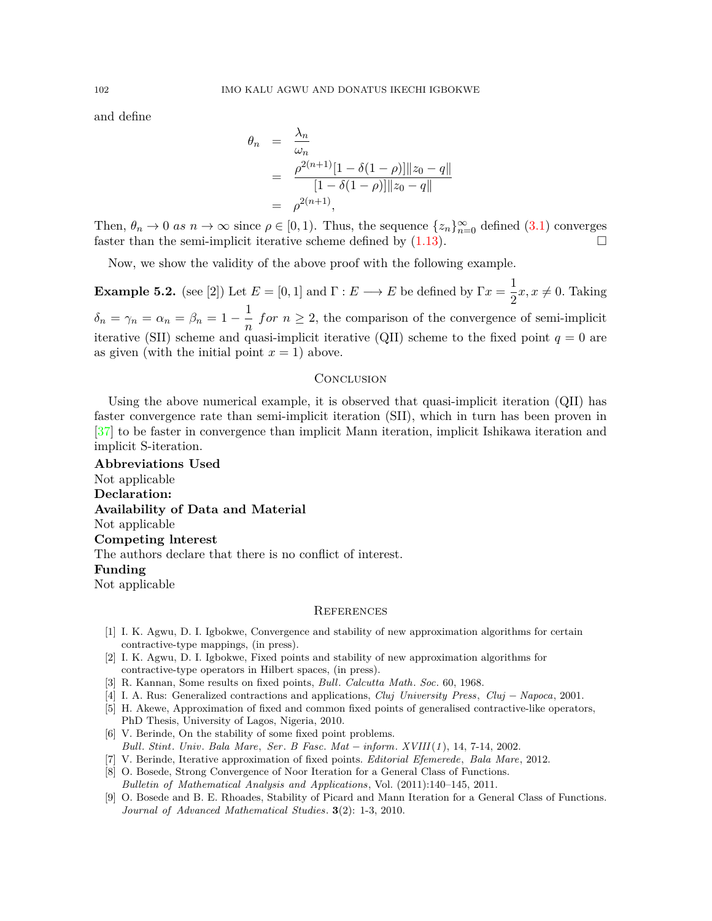and define

$$
\begin{aligned}
\theta_n &= \frac{\lambda_n}{\omega_n} \\
&= \frac{\rho^{2(n+1)}[1-\delta(1-\rho)]\|z_0-q\|}{[1-\delta(1-\rho)]\|z_0-q\|} \\
&= \rho^{2(n+1)},
\end{aligned}
$$

Then, $\theta_n \to 0$ *as* $n \to \infty$ since $\rho \in [0,1)$. Thus, the sequence $\{z_n\}_{n=0}^{\infty}$ defined (3.1) converges faster than the semi-implicit iterative scheme defined by (1.13). □

Now, we show the validity of the above proof with the following example.

**Example 5.2.** (see [2]) Let $E = [0,1]$ and $\Gamma : E \longrightarrow E$ be defined by $\Gamma x = \frac{1}{2}x, x \neq 0$. Taking $\delta_n = \gamma_n = \alpha_n = \beta_n = 1 - \frac{1}{n}$ *for* $n \geq 2$, the comparison of the convergence of semi-implicit iterative (SII) scheme and quasi-implicit iterative (QII) scheme to the fixed point $q = 0$ are as given (with the initial point $x = 1$) above.

## Conclusion

Using the above numerical example, it is observed that quasi-implicit iteration (QII) has faster convergence rate than semi-implicit iteration (SII), which in turn has been proven in [37] to be faster in convergence than implicit Mann iteration, implicit Ishikawa iteration and implicit S-iteration.

**Abbreviations Used**
Not applicable
**Declaration:**
**Availability of Data and Material**
Not applicable
**Competing Interest**
The authors declare that there is no conflict of interest.
**Funding**
Not applicable

## References

[1] I. K. Agwu, D. I. Igbokwe, Convergence and stability of new approximation algorithms for certain contractive-type mappings, (in press).
[2] I. K. Agwu, D. I. Igbokwe, Fixed points and stability of new approximation algorithms for contractive-type operators in Hilbert spaces, (in press).
[3] R. Kannan, Some results on fixed points, *Bull. Calcutta Math. Soc.* 60, 1968.
[4] I. A. Rus: Generalized contractions and applications, *Cluj University Press, Cluj − Napoca*, 2001.
[5] H. Akewe, Approximation of fixed and common fixed points of generalised contractive-like operators, PhD Thesis, University of Lagos, Nigeria, 2010.
[6] V. Berinde, On the stability of some fixed point problems. *Bull. Stint. Univ. Bala Mare, Ser. B Fasc. Mat − inform. XVIII(1)*, 14, 7-14, 2002.
[7] V. Berinde, Iterative approximation of fixed points. *Editorial Efemerede, Bala Mare*, 2012.
[8] O. Bosede, Strong Convergence of Noor Iteration for a General Class of Functions. *Bulletin of Mathematical Analysis and Applications*, Vol. (2011):140–145, 2011.
[9] O. Bosede and B. E. Rhoades, Stability of Picard and Mann Iteration for a General Class of Functions. *Journal of Advanced Mathematical Studies.* **3**(2): 1-3, 2010.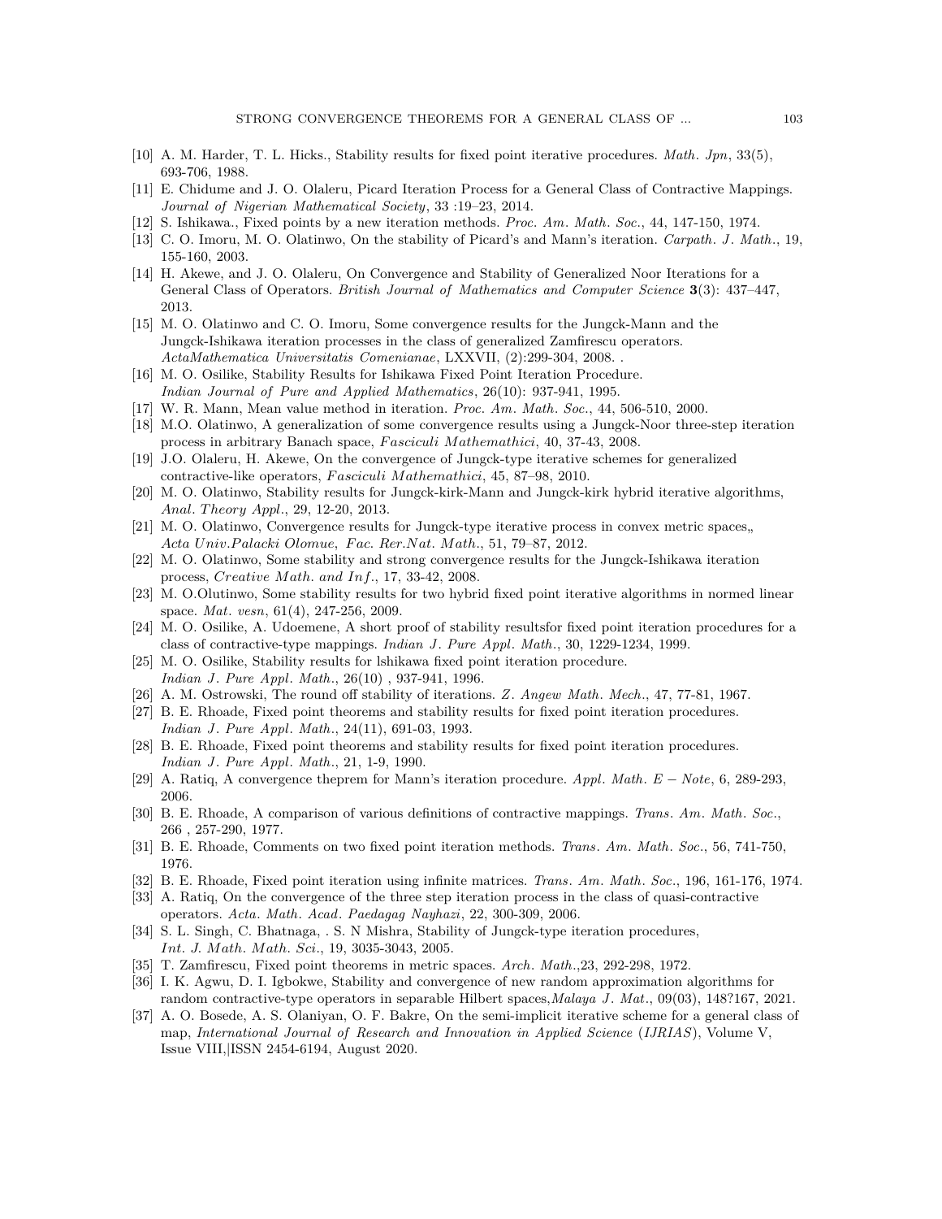[10] A. M. Harder, T. L. Hicks., Stability results for fixed point iterative procedures. *Math. Jpn*, 33(5), 693-706, 1988.

[11] E. Chidume and J. O. Olaleru, Picard Iteration Process for a General Class of Contractive Mappings. *Journal of Nigerian Mathematical Society*, 33 :19–23, 2014.

[12] S. Ishikawa., Fixed points by a new iteration methods. *Proc. Am. Math. Soc.*, 44, 147-150, 1974.

[13] C. O. Imoru, M. O. Olatinwo, On the stability of Picard's and Mann's iteration. *Carpath. J. Math.*, 19, 155-160, 2003.

[14] H. Akewe, and J. O. Olaleru, On Convergence and Stability of Generalized Noor Iterations for a General Class of Operators. *British Journal of Mathematics and Computer Science* **3**(3): 437–447, 2013.

[15] M. O. Olatinwo and C. O. Imoru, Some convergence results for the Jungck-Mann and the Jungck-Ishikawa iteration processes in the class of generalized Zamfirescu operators. *ActaMathematica Universitatis Comenianae*, LXXVII, (2):299-304, 2008. .

[16] M. O. Osilike, Stability Results for Ishikawa Fixed Point Iteration Procedure. *Indian Journal of Pure and Applied Mathematics*, 26(10): 937-941, 1995.

[17] W. R. Mann, Mean value method in iteration. *Proc. Am. Math. Soc.*, 44, 506-510, 2000.

[18] M.O. Olatinwo, A generalization of some convergence results using a Jungck-Noor three-step iteration process in arbitrary Banach space, *Fasciculi Mathemathici*, 40, 37-43, 2008.

[19] J.O. Olaleru, H. Akewe, On the convergence of Jungck-type iterative schemes for generalized contractive-like operators, *Fasciculi Mathemathici*, 45, 87–98, 2010.

[20] M. O. Olatinwo, Stability results for Jungck-kirk-Mann and Jungck-kirk hybrid iterative algorithms, *Anal. Theory Appl.*, 29, 12-20, 2013.

[21] M. O. Olatinwo, Convergence results for Jungck-type iterative process in convex metric spaces,, *Acta Univ.Palacki Olomue, Fac. Rer.Nat. Math.*, 51, 79–87, 2012.

[22] M. O. Olatinwo, Some stability and strong convergence results for the Jungck-Ishikawa iteration process, *Creative Math. and Inf.*, 17, 33-42, 2008.

[23] M. O.Olutinwo, Some stability results for two hybrid fixed point iterative algorithms in normed linear space. *Mat. vesn*, 61(4), 247-256, 2009.

[24] M. O. Osilike, A. Udoemene, A short proof of stability resultsfor fixed point iteration procedures for a class of contractive-type mappings. *Indian J. Pure Appl. Math.*, 30, 1229-1234, 1999.

[25] M. O. Osilike, Stability results for lshikawa fixed point iteration procedure. *Indian J. Pure Appl. Math.*, 26(10) , 937-941, 1996.

[26] A. M. Ostrowski, The round off stability of iterations. *Z. Angew Math. Mech.*, 47, 77-81, 1967.

[27] B. E. Rhoade, Fixed point theorems and stability results for fixed point iteration procedures. *Indian J. Pure Appl. Math.*, 24(11), 691-03, 1993.

[28] B. E. Rhoade, Fixed point theorems and stability results for fixed point iteration procedures. *Indian J. Pure Appl. Math.*, 21, 1-9, 1990.

[29] A. Ratiq, A convergence theprem for Mann's iteration procedure. *Appl. Math. E − Note*, 6, 289-293, 2006.

[30] B. E. Rhoade, A comparison of various definitions of contractive mappings. *Trans. Am. Math. Soc.*, 266 , 257-290, 1977.

[31] B. E. Rhoade, Comments on two fixed point iteration methods. *Trans. Am. Math. Soc.*, 56, 741-750, 1976.

[32] B. E. Rhoade, Fixed point iteration using infinite matrices. *Trans. Am. Math. Soc.*, 196, 161-176, 1974.

[33] A. Ratiq, On the convergence of the three step iteration process in the class of quasi-contractive operators. *Acta. Math. Acad. Paedagag Nayhazi*, 22, 300-309, 2006.

[34] S. L. Singh, C. Bhatnaga, . S. N Mishra, Stability of Jungck-type iteration procedures, *Int. J. Math. Math. Sci.*, 19, 3035-3043, 2005.

[35] T. Zamfirescu, Fixed point theorems in metric spaces. *Arch. Math.*,23, 292-298, 1972.

[36] I. K. Agwu, D. I. Igbokwe, Stability and convergence of new random approximation algorithms for random contractive-type operators in separable Hilbert spaces,*Malaya J. Mat.*, 09(03), 148?167, 2021.

[37] A. O. Bosede, A. S. Olaniyan, O. F. Bakre, On the semi-implicit iterative scheme for a general class of map, *International Journal of Research and Innovation in Applied Science* (*IJRIAS*), Volume V, Issue VIII,|ISSN 2454-6194, August 2020.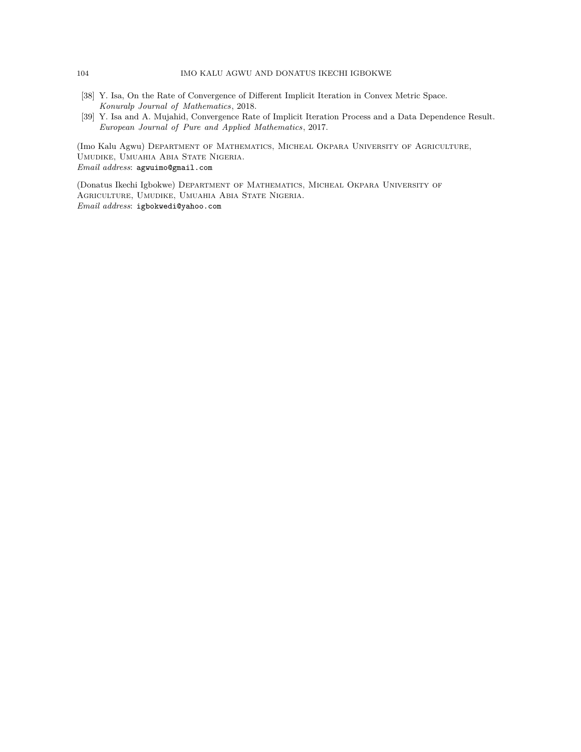[38] Y. Isa, On the Rate of Convergence of Different Implicit Iteration in Convex Metric Space. *Konuralp Journal of Mathematics*, 2018.

[39] Y. Isa and A. Mujahid, Convergence Rate of Implicit Iteration Process and a Data Dependence Result. *European Journal of Pure and Applied Mathematics*, 2017.

(Imo Kalu Agwu) Department of Mathematics, Micheal Okpara University of Agriculture, Umudike, Umuahia Abia State Nigeria.
*Email address*: agwuimo@gmail.com

(Donatus Ikechi Igbokwe) Department of Mathematics, Micheal Okpara University of Agriculture, Umudike, Umuahia Abia State Nigeria.
*Email address*: igbokwedi@yahoo.com